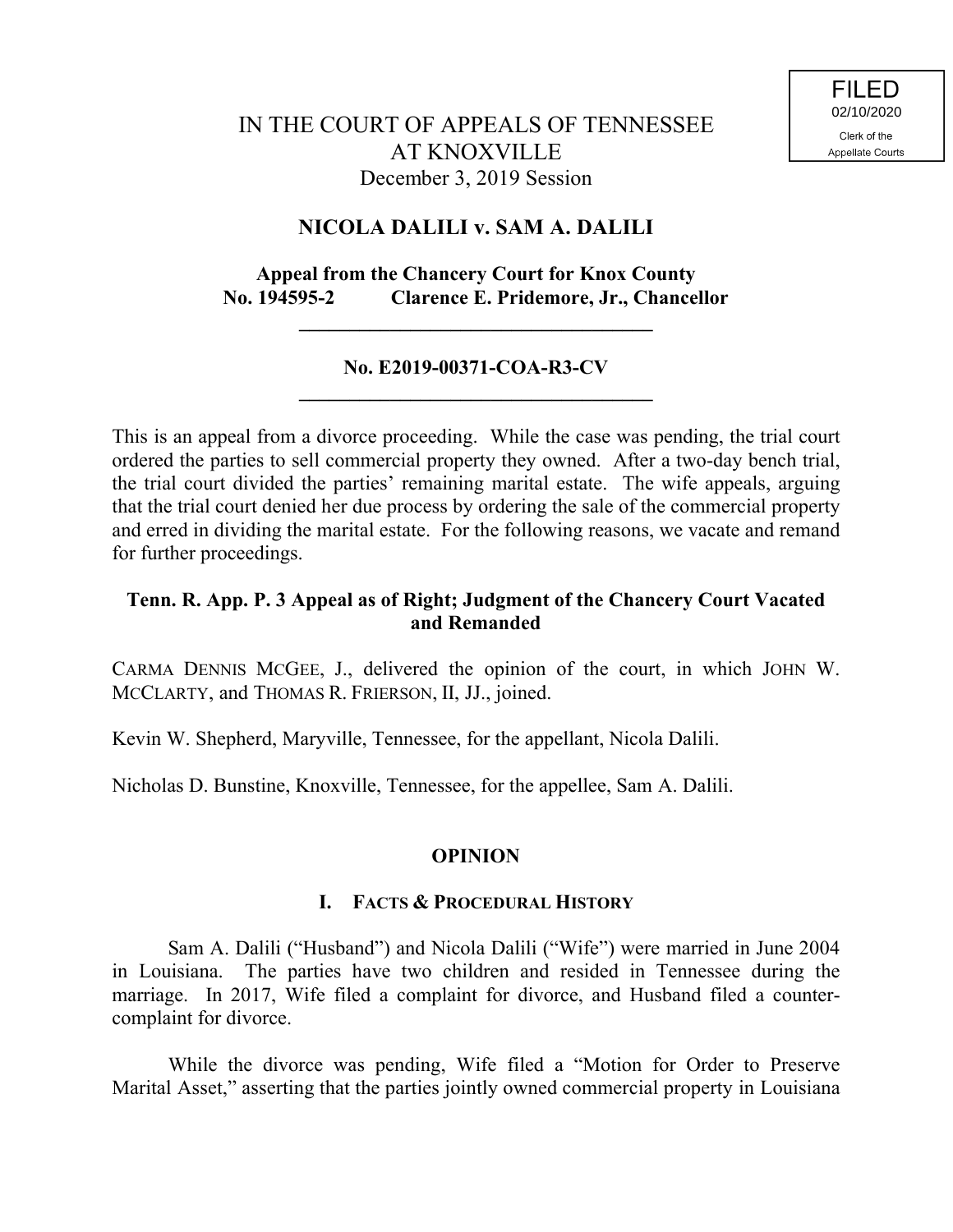FILED
02/10/2020
Clerk of the
Appellate Courts

IN THE COURT OF APPEALS OF TENNESSEE
AT KNOXVILLE
December 3, 2019 Session

## NICOLA DALILI v. SAM A. DALILI

**Appeal from the Chancery Court for Knox County**
**No. 194595-2 Clarence E. Pridemore, Jr., Chancellor**

---

**No. E2019-00371-COA-R3-CV**

---

This is an appeal from a divorce proceeding. While the case was pending, the trial court ordered the parties to sell commercial property they owned. After a two-day bench trial, the trial court divided the parties' remaining marital estate. The wife appeals, arguing that the trial court denied her due process by ordering the sale of the commercial property and erred in dividing the marital estate. For the following reasons, we vacate and remand for further proceedings.

**Tenn. R. App. P. 3 Appeal as of Right; Judgment of the Chancery Court Vacated and Remanded**

CARMA DENNIS MCGEE, J., delivered the opinion of the court, in which JOHN W. MCCLARTY, and THOMAS R. FRIERSON, II, JJ., joined.

Kevin W. Shepherd, Maryville, Tennessee, for the appellant, Nicola Dalili.

Nicholas D. Bunstine, Knoxville, Tennessee, for the appellee, Sam A. Dalili.

## OPINION

### I. FACTS & PROCEDURAL HISTORY

Sam A. Dalili ("Husband") and Nicola Dalili ("Wife") were married in June 2004 in Louisiana. The parties have two children and resided in Tennessee during the marriage. In 2017, Wife filed a complaint for divorce, and Husband filed a counter-complaint for divorce.

While the divorce was pending, Wife filed a "Motion for Order to Preserve Marital Asset," asserting that the parties jointly owned commercial property in Louisiana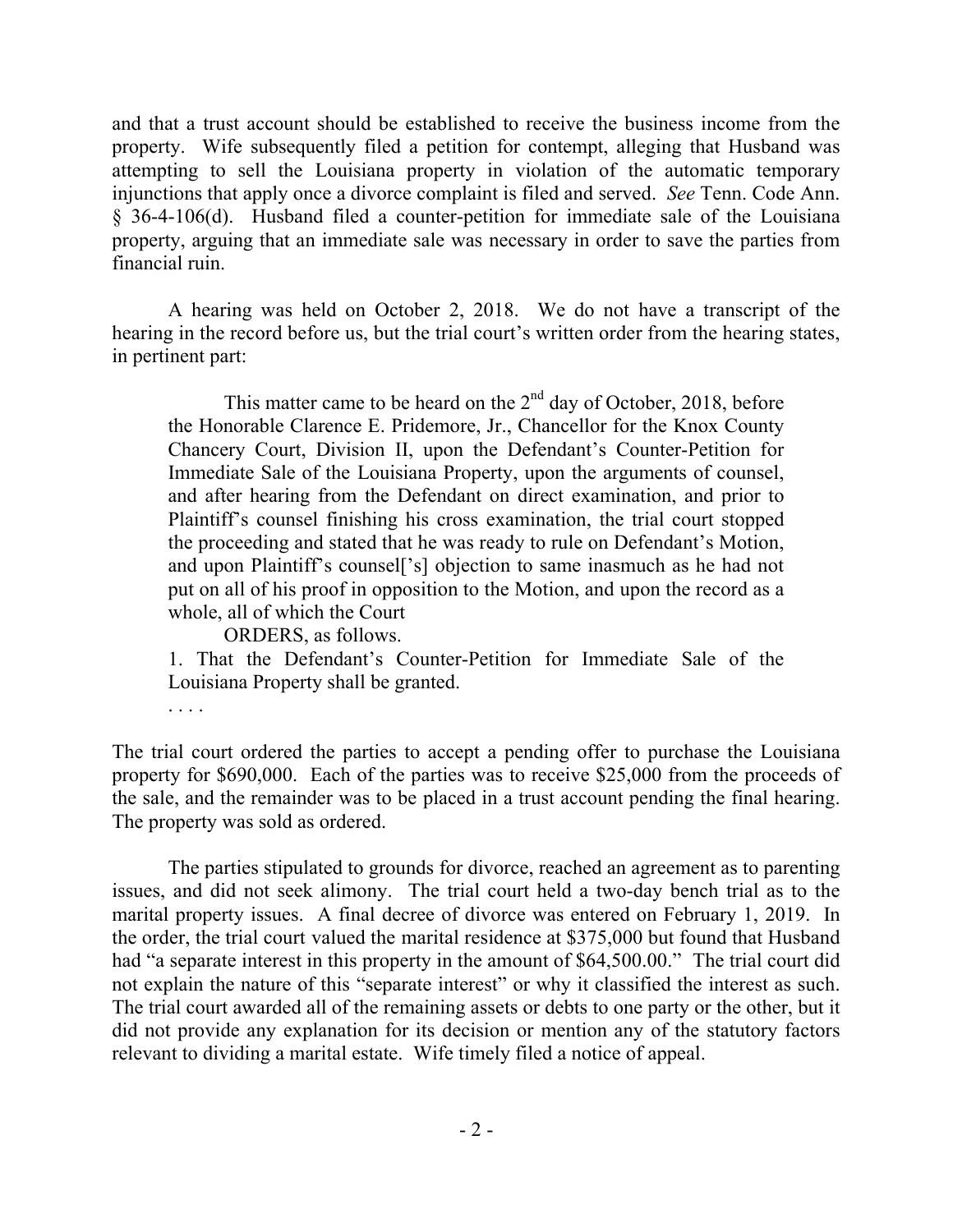and that a trust account should be established to receive the business income from the property. Wife subsequently filed a petition for contempt, alleging that Husband was attempting to sell the Louisiana property in violation of the automatic temporary injunctions that apply once a divorce complaint is filed and served. *See* Tenn. Code Ann. § 36-4-106(d). Husband filed a counter-petition for immediate sale of the Louisiana property, arguing that an immediate sale was necessary in order to save the parties from financial ruin.

A hearing was held on October 2, 2018. We do not have a transcript of the hearing in the record before us, but the trial court's written order from the hearing states, in pertinent part:

> This matter came to be heard on the 2nd day of October, 2018, before the Honorable Clarence E. Pridemore, Jr., Chancellor for the Knox County Chancery Court, Division II, upon the Defendant's Counter-Petition for Immediate Sale of the Louisiana Property, upon the arguments of counsel, and after hearing from the Defendant on direct examination, and prior to Plaintiff's counsel finishing his cross examination, the trial court stopped the proceeding and stated that he was ready to rule on Defendant's Motion, and upon Plaintiff's counsel['s] objection to same inasmuch as he had not put on all of his proof in opposition to the Motion, and upon the record as a whole, all of which the Court
>
> ORDERS, as follows.
>
> 1. That the Defendant's Counter-Petition for Immediate Sale of the Louisiana Property shall be granted.
>
> . . . .

The trial court ordered the parties to accept a pending offer to purchase the Louisiana property for $690,000. Each of the parties was to receive $25,000 from the proceeds of the sale, and the remainder was to be placed in a trust account pending the final hearing. The property was sold as ordered.

The parties stipulated to grounds for divorce, reached an agreement as to parenting issues, and did not seek alimony. The trial court held a two-day bench trial as to the marital property issues. A final decree of divorce was entered on February 1, 2019. In the order, the trial court valued the marital residence at $375,000 but found that Husband had "a separate interest in this property in the amount of $64,500.00." The trial court did not explain the nature of this "separate interest" or why it classified the interest as such. The trial court awarded all of the remaining assets or debts to one party or the other, but it did not provide any explanation for its decision or mention any of the statutory factors relevant to dividing a marital estate. Wife timely filed a notice of appeal.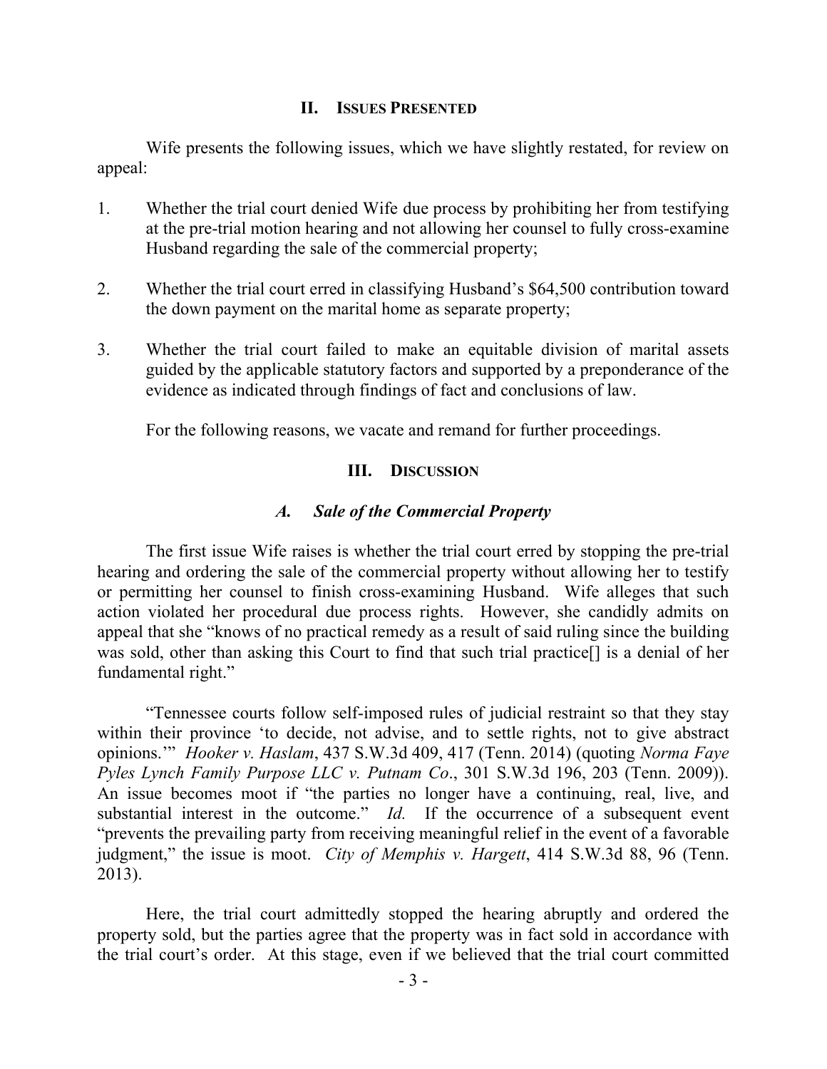## II. Issues Presented

Wife presents the following issues, which we have slightly restated, for review on appeal:

1. Whether the trial court denied Wife due process by prohibiting her from testifying at the pre-trial motion hearing and not allowing her counsel to fully cross-examine Husband regarding the sale of the commercial property;

2. Whether the trial court erred in classifying Husband's $64,500 contribution toward the down payment on the marital home as separate property;

3. Whether the trial court failed to make an equitable division of marital assets guided by the applicable statutory factors and supported by a preponderance of the evidence as indicated through findings of fact and conclusions of law.

For the following reasons, we vacate and remand for further proceedings.

## III. Discussion

### *A. Sale of the Commercial Property*

The first issue Wife raises is whether the trial court erred by stopping the pre-trial hearing and ordering the sale of the commercial property without allowing her to testify or permitting her counsel to finish cross-examining Husband. Wife alleges that such action violated her procedural due process rights. However, she candidly admits on appeal that she "knows of no practical remedy as a result of said ruling since the building was sold, other than asking this Court to find that such trial practice[] is a denial of her fundamental right."

"Tennessee courts follow self-imposed rules of judicial restraint so that they stay within their province 'to decide, not advise, and to settle rights, not to give abstract opinions.'" *Hooker v. Haslam*, 437 S.W.3d 409, 417 (Tenn. 2014) (quoting *Norma Faye Pyles Lynch Family Purpose LLC v. Putnam Co*., 301 S.W.3d 196, 203 (Tenn. 2009)). An issue becomes moot if "the parties no longer have a continuing, real, live, and substantial interest in the outcome." *Id.* If the occurrence of a subsequent event "prevents the prevailing party from receiving meaningful relief in the event of a favorable judgment," the issue is moot. *City of Memphis v. Hargett*, 414 S.W.3d 88, 96 (Tenn. 2013).

Here, the trial court admittedly stopped the hearing abruptly and ordered the property sold, but the parties agree that the property was in fact sold in accordance with the trial court's order. At this stage, even if we believed that the trial court committed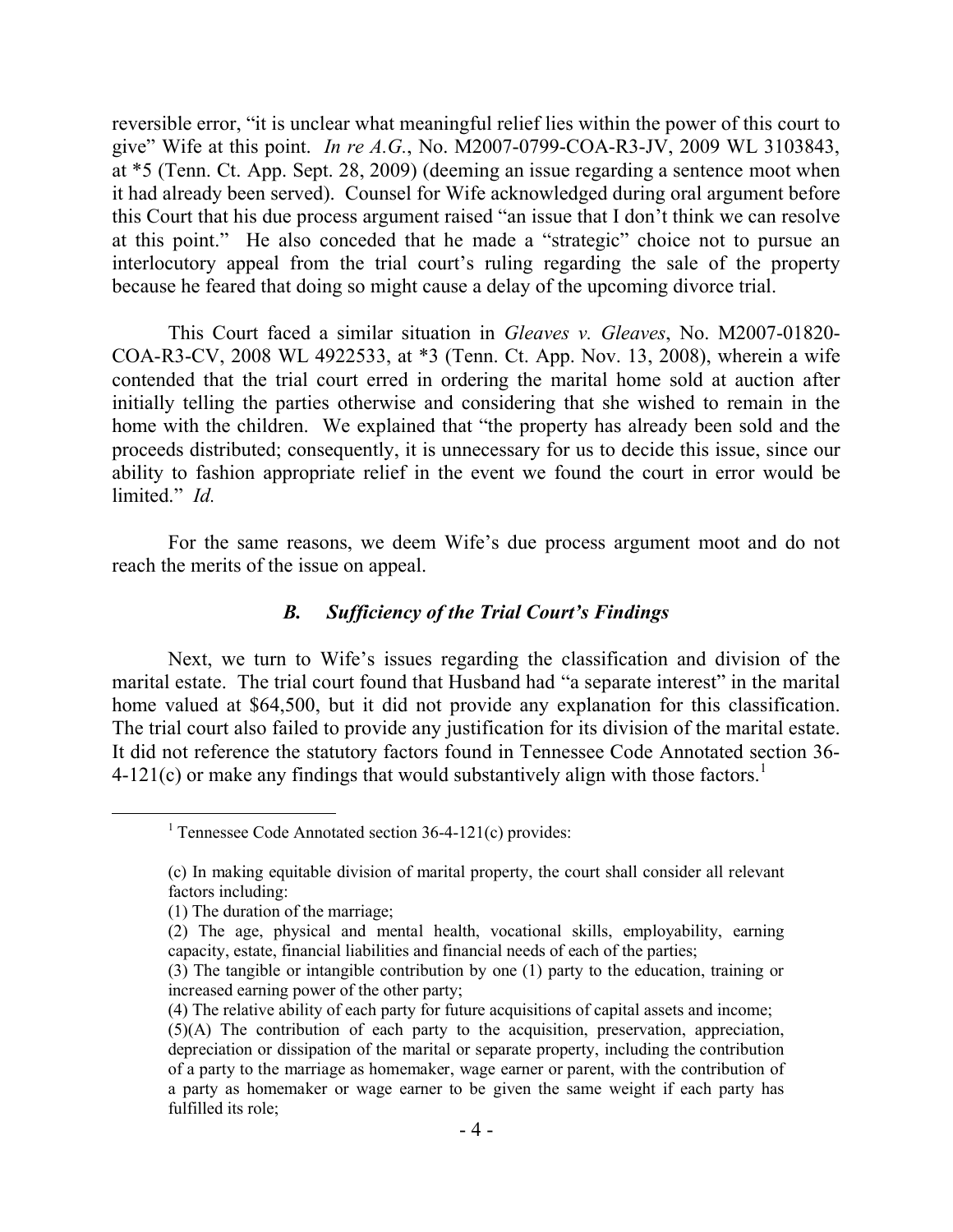reversible error, "it is unclear what meaningful relief lies within the power of this court to give" Wife at this point. *In re A.G.*, No. M2007-0799-COA-R3-JV, 2009 WL 3103843, at *5 (Tenn. Ct. App. Sept. 28, 2009) (deeming an issue regarding a sentence moot when it had already been served). Counsel for Wife acknowledged during oral argument before this Court that his due process argument raised "an issue that I don't think we can resolve at this point." He also conceded that he made a "strategic" choice not to pursue an interlocutory appeal from the trial court's ruling regarding the sale of the property because he feared that doing so might cause a delay of the upcoming divorce trial.

This Court faced a similar situation in *Gleaves v. Gleaves*, No. M2007-01820-COA-R3-CV, 2008 WL 4922533, at *3 (Tenn. Ct. App. Nov. 13, 2008), wherein a wife contended that the trial court erred in ordering the marital home sold at auction after initially telling the parties otherwise and considering that she wished to remain in the home with the children. We explained that "the property has already been sold and the proceeds distributed; consequently, it is unnecessary for us to decide this issue, since our ability to fashion appropriate relief in the event we found the court in error would be limited." *Id.*

For the same reasons, we deem Wife's due process argument moot and do not reach the merits of the issue on appeal.

### *B. Sufficiency of the Trial Court's Findings*

Next, we turn to Wife's issues regarding the classification and division of the marital estate. The trial court found that Husband had "a separate interest" in the marital home valued at $64,500, but it did not provide any explanation for this classification. The trial court also failed to provide any justification for its division of the marital estate. It did not reference the statutory factors found in Tennessee Code Annotated section 36-4-121(c) or make any findings that would substantively align with those factors.[1]

---

[1] Tennessee Code Annotated section 36-4-121(c) provides:

> (c) In making equitable division of marital property, the court shall consider all relevant factors including:
>
> (1) The duration of the marriage;
>
> (2) The age, physical and mental health, vocational skills, employability, earning capacity, estate, financial liabilities and financial needs of each of the parties;
>
> (3) The tangible or intangible contribution by one (1) party to the education, training or increased earning power of the other party;
>
> (4) The relative ability of each party for future acquisitions of capital assets and income;
>
> (5)(A) The contribution of each party to the acquisition, preservation, appreciation, depreciation or dissipation of the marital or separate property, including the contribution of a party to the marriage as homemaker, wage earner or parent, with the contribution of a party as homemaker or wage earner to be given the same weight if each party has fulfilled its role;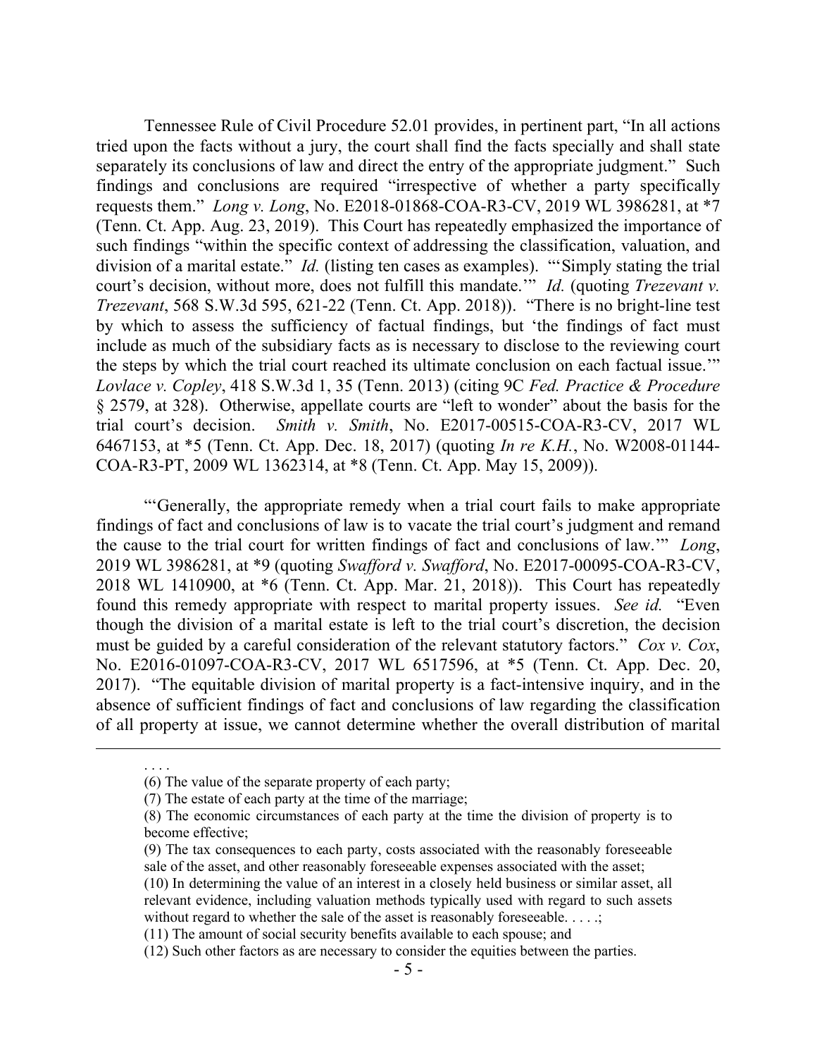Tennessee Rule of Civil Procedure 52.01 provides, in pertinent part, "In all actions tried upon the facts without a jury, the court shall find the facts specially and shall state separately its conclusions of law and direct the entry of the appropriate judgment." Such findings and conclusions are required "irrespective of whether a party specifically requests them." *Long v. Long*, No. E2018-01868-COA-R3-CV, 2019 WL 3986281, at *7 (Tenn. Ct. App. Aug. 23, 2019). This Court has repeatedly emphasized the importance of such findings "within the specific context of addressing the classification, valuation, and division of a marital estate." *Id.* (listing ten cases as examples). "'Simply stating the trial court's decision, without more, does not fulfill this mandate.'" *Id.* (quoting *Trezevant v. Trezevant*, 568 S.W.3d 595, 621-22 (Tenn. Ct. App. 2018)). "There is no bright-line test by which to assess the sufficiency of factual findings, but 'the findings of fact must include as much of the subsidiary facts as is necessary to disclose to the reviewing court the steps by which the trial court reached its ultimate conclusion on each factual issue.'" *Lovlace v. Copley*, 418 S.W.3d 1, 35 (Tenn. 2013) (citing 9C *Fed. Practice & Procedure* § 2579, at 328). Otherwise, appellate courts are "left to wonder" about the basis for the trial court's decision. *Smith v. Smith*, No. E2017-00515-COA-R3-CV, 2017 WL 6467153, at *5 (Tenn. Ct. App. Dec. 18, 2017) (quoting *In re K.H.*, No. W2008-01144-COA-R3-PT, 2009 WL 1362314, at *8 (Tenn. Ct. App. May 15, 2009)).

"'Generally, the appropriate remedy when a trial court fails to make appropriate findings of fact and conclusions of law is to vacate the trial court's judgment and remand the cause to the trial court for written findings of fact and conclusions of law.'" *Long*, 2019 WL 3986281, at *9 (quoting *Swafford v. Swafford*, No. E2017-00095-COA-R3-CV, 2018 WL 1410900, at *6 (Tenn. Ct. App. Mar. 21, 2018)). This Court has repeatedly found this remedy appropriate with respect to marital property issues. *See id.* "Even though the division of a marital estate is left to the trial court's discretion, the decision must be guided by a careful consideration of the relevant statutory factors." *Cox v. Cox*, No. E2016-01097-COA-R3-CV, 2017 WL 6517596, at *5 (Tenn. Ct. App. Dec. 20, 2017). "The equitable division of marital property is a fact-intensive inquiry, and in the absence of sufficient findings of fact and conclusions of law regarding the classification of all property at issue, we cannot determine whether the overall distribution of marital

---

. . . .

(6) The value of the separate property of each party;

(7) The estate of each party at the time of the marriage;

(8) The economic circumstances of each party at the time the division of property is to become effective;

(9) The tax consequences to each party, costs associated with the reasonably foreseeable sale of the asset, and other reasonably foreseeable expenses associated with the asset;

(10) In determining the value of an interest in a closely held business or similar asset, all relevant evidence, including valuation methods typically used with regard to such assets without regard to whether the sale of the asset is reasonably foreseeable. . . . .;

(11) The amount of social security benefits available to each spouse; and

(12) Such other factors as are necessary to consider the equities between the parties.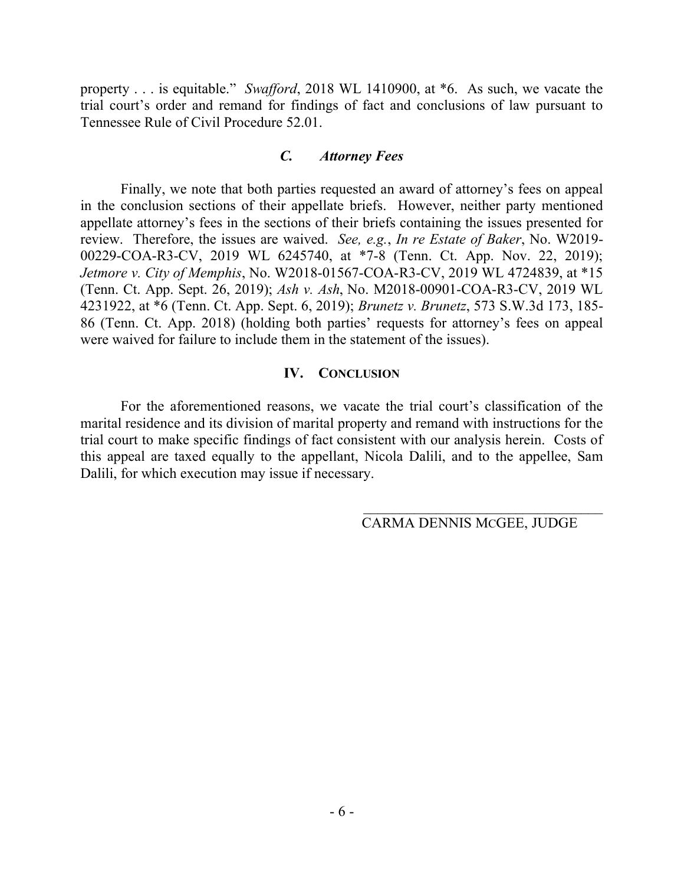property . . . is equitable." *Swafford*, 2018 WL 1410900, at *6. As such, we vacate the trial court's order and remand for findings of fact and conclusions of law pursuant to Tennessee Rule of Civil Procedure 52.01.

### *C. Attorney Fees*

Finally, we note that both parties requested an award of attorney's fees on appeal in the conclusion sections of their appellate briefs. However, neither party mentioned appellate attorney's fees in the sections of their briefs containing the issues presented for review. Therefore, the issues are waived. *See, e.g.*, *In re Estate of Baker*, No. W2019-00229-COA-R3-CV, 2019 WL 6245740, at *7-8 (Tenn. Ct. App. Nov. 22, 2019); *Jetmore v. City of Memphis*, No. W2018-01567-COA-R3-CV, 2019 WL 4724839, at *15 (Tenn. Ct. App. Sept. 26, 2019); *Ash v. Ash*, No. M2018-00901-COA-R3-CV, 2019 WL 4231922, at *6 (Tenn. Ct. App. Sept. 6, 2019); *Brunetz v. Brunetz*, 573 S.W.3d 173, 185-86 (Tenn. Ct. App. 2018) (holding both parties' requests for attorney's fees on appeal were waived for failure to include them in the statement of the issues).

## IV. CONCLUSION

For the aforementioned reasons, we vacate the trial court's classification of the marital residence and its division of marital property and remand with instructions for the trial court to make specific findings of fact consistent with our analysis herein. Costs of this appeal are taxed equally to the appellant, Nicola Dalili, and to the appellee, Sam Dalili, for which execution may issue if necessary.

\_\_\_\_\_\_\_\_\_\_\_\_\_\_\_\_\_\_\_\_\_\_\_\_\_\_\_\_\_\_\_\_\_\_

CARMA DENNIS MCGEE, JUDGE